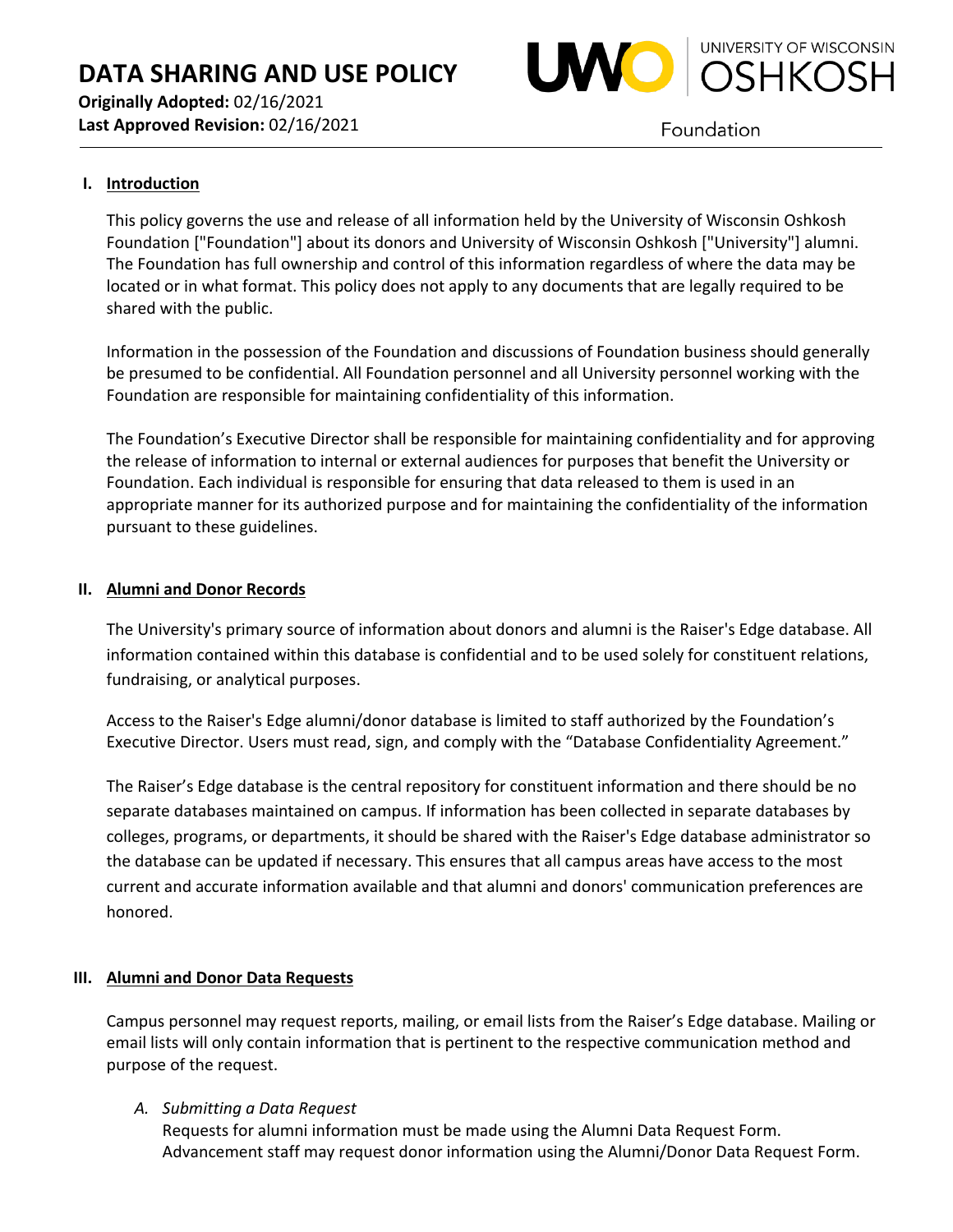# DATA SHARING AND USE POLICY

**Originally Adopted:** 02/16/2021
**Last Approved Revision:** 02/16/2021

UNIVERSITY OF WISCONSIN OSHKOSH Foundation

## I. Introduction

This policy governs the use and release of all information held by the University of Wisconsin Oshkosh Foundation ["Foundation"] about its donors and University of Wisconsin Oshkosh ["University"] alumni. The Foundation has full ownership and control of this information regardless of where the data may be located or in what format. This policy does not apply to any documents that are legally required to be shared with the public.

Information in the possession of the Foundation and discussions of Foundation business should generally be presumed to be confidential. All Foundation personnel and all University personnel working with the Foundation are responsible for maintaining confidentiality of this information.

The Foundation's Executive Director shall be responsible for maintaining confidentiality and for approving the release of information to internal or external audiences for purposes that benefit the University or Foundation. Each individual is responsible for ensuring that data released to them is used in an appropriate manner for its authorized purpose and for maintaining the confidentiality of the information pursuant to these guidelines.

## II. Alumni and Donor Records

The University's primary source of information about donors and alumni is the Raiser's Edge database. All information contained within this database is confidential and to be used solely for constituent relations, fundraising, or analytical purposes.

Access to the Raiser's Edge alumni/donor database is limited to staff authorized by the Foundation's Executive Director. Users must read, sign, and comply with the "Database Confidentiality Agreement."

The Raiser's Edge database is the central repository for constituent information and there should be no separate databases maintained on campus. If information has been collected in separate databases by colleges, programs, or departments, it should be shared with the Raiser's Edge database administrator so the database can be updated if necessary. This ensures that all campus areas have access to the most current and accurate information available and that alumni and donors' communication preferences are honored.

## III. Alumni and Donor Data Requests

Campus personnel may request reports, mailing, or email lists from the Raiser's Edge database. Mailing or email lists will only contain information that is pertinent to the respective communication method and purpose of the request.

*A. Submitting a Data Request*
Requests for alumni information must be made using the Alumni Data Request Form. Advancement staff may request donor information using the Alumni/Donor Data Request Form.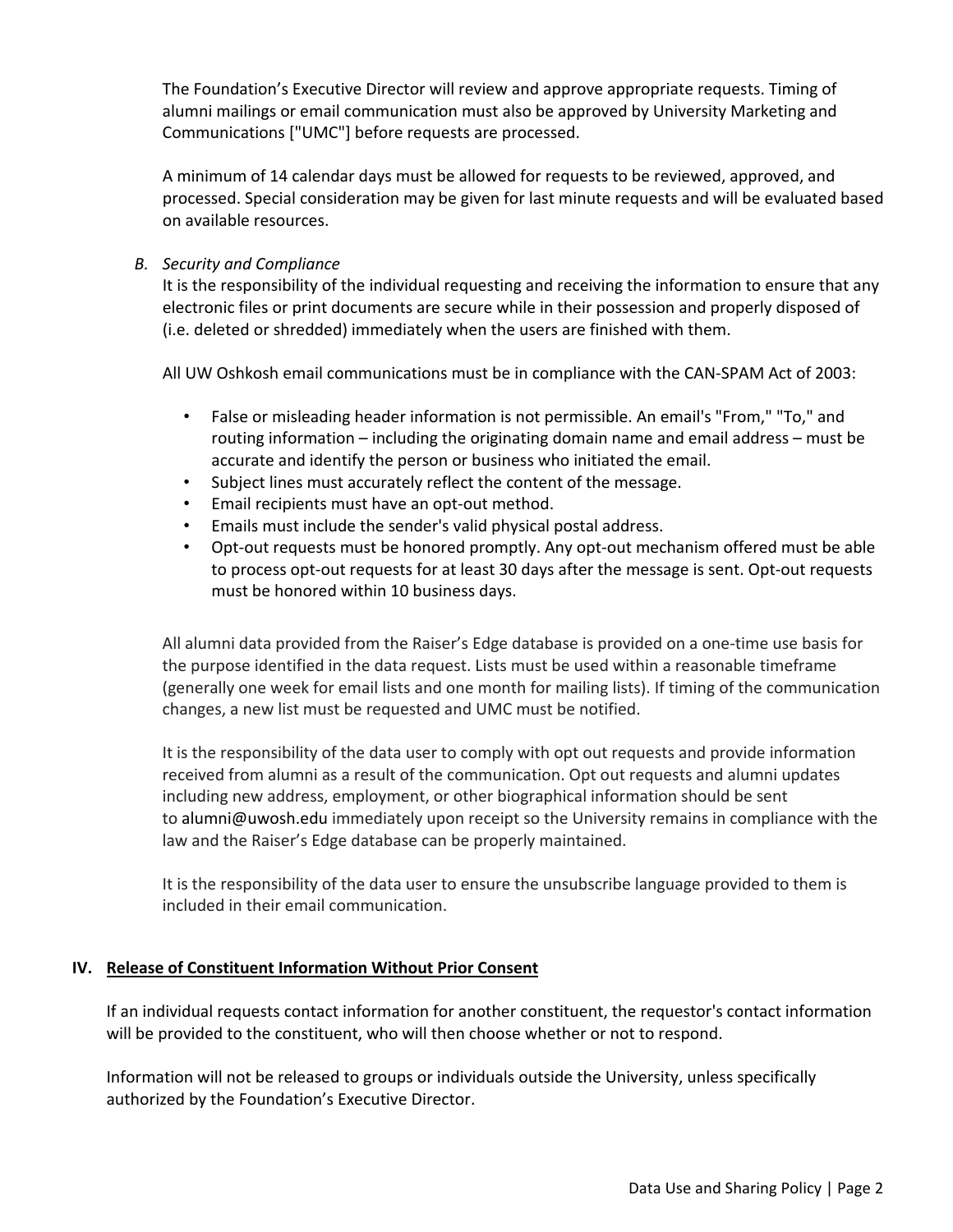The Foundation's Executive Director will review and approve appropriate requests. Timing of alumni mailings or email communication must also be approved by University Marketing and Communications ["UMC"] before requests are processed.

A minimum of 14 calendar days must be allowed for requests to be reviewed, approved, and processed. Special consideration may be given for last minute requests and will be evaluated based on available resources.

*B. Security and Compliance*

It is the responsibility of the individual requesting and receiving the information to ensure that any electronic files or print documents are secure while in their possession and properly disposed of (i.e. deleted or shredded) immediately when the users are finished with them.

All UW Oshkosh email communications must be in compliance with the CAN-SPAM Act of 2003:

- False or misleading header information is not permissible. An email's "From," "To," and routing information – including the originating domain name and email address – must be accurate and identify the person or business who initiated the email.
- Subject lines must accurately reflect the content of the message.
- Email recipients must have an opt-out method.
- Emails must include the sender's valid physical postal address.
- Opt-out requests must be honored promptly. Any opt-out mechanism offered must be able to process opt-out requests for at least 30 days after the message is sent. Opt-out requests must be honored within 10 business days.

All alumni data provided from the Raiser's Edge database is provided on a one-time use basis for the purpose identified in the data request. Lists must be used within a reasonable timeframe (generally one week for email lists and one month for mailing lists). If timing of the communication changes, a new list must be requested and UMC must be notified.

It is the responsibility of the data user to comply with opt out requests and provide information received from alumni as a result of the communication. Opt out requests and alumni updates including new address, employment, or other biographical information should be sent to alumni@uwosh.edu immediately upon receipt so the University remains in compliance with the law and the Raiser's Edge database can be properly maintained.

It is the responsibility of the data user to ensure the unsubscribe language provided to them is included in their email communication.

## IV. Release of Constituent Information Without Prior Consent

If an individual requests contact information for another constituent, the requestor's contact information will be provided to the constituent, who will then choose whether or not to respond.

Information will not be released to groups or individuals outside the University, unless specifically authorized by the Foundation's Executive Director.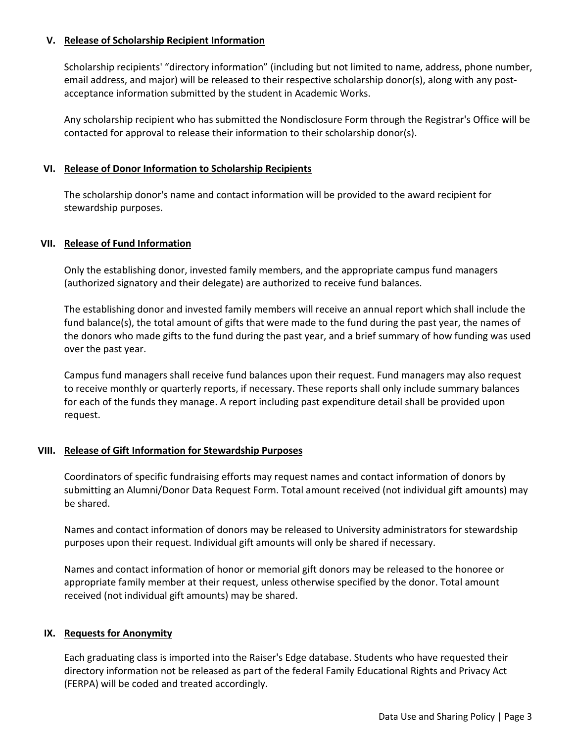## V. Release of Scholarship Recipient Information

Scholarship recipients' "directory information" (including but not limited to name, address, phone number, email address, and major) will be released to their respective scholarship donor(s), along with any post-acceptance information submitted by the student in Academic Works.

Any scholarship recipient who has submitted the Nondisclosure Form through the Registrar's Office will be contacted for approval to release their information to their scholarship donor(s).

## VI. Release of Donor Information to Scholarship Recipients

The scholarship donor's name and contact information will be provided to the award recipient for stewardship purposes.

## VII. Release of Fund Information

Only the establishing donor, invested family members, and the appropriate campus fund managers (authorized signatory and their delegate) are authorized to receive fund balances.

The establishing donor and invested family members will receive an annual report which shall include the fund balance(s), the total amount of gifts that were made to the fund during the past year, the names of the donors who made gifts to the fund during the past year, and a brief summary of how funding was used over the past year.

Campus fund managers shall receive fund balances upon their request. Fund managers may also request to receive monthly or quarterly reports, if necessary. These reports shall only include summary balances for each of the funds they manage. A report including past expenditure detail shall be provided upon request.

## VIII. Release of Gift Information for Stewardship Purposes

Coordinators of specific fundraising efforts may request names and contact information of donors by submitting an Alumni/Donor Data Request Form. Total amount received (not individual gift amounts) may be shared.

Names and contact information of donors may be released to University administrators for stewardship purposes upon their request. Individual gift amounts will only be shared if necessary.

Names and contact information of honor or memorial gift donors may be released to the honoree or appropriate family member at their request, unless otherwise specified by the donor. Total amount received (not individual gift amounts) may be shared.

## IX. Requests for Anonymity

Each graduating class is imported into the Raiser's Edge database. Students who have requested their directory information not be released as part of the federal Family Educational Rights and Privacy Act (FERPA) will be coded and treated accordingly.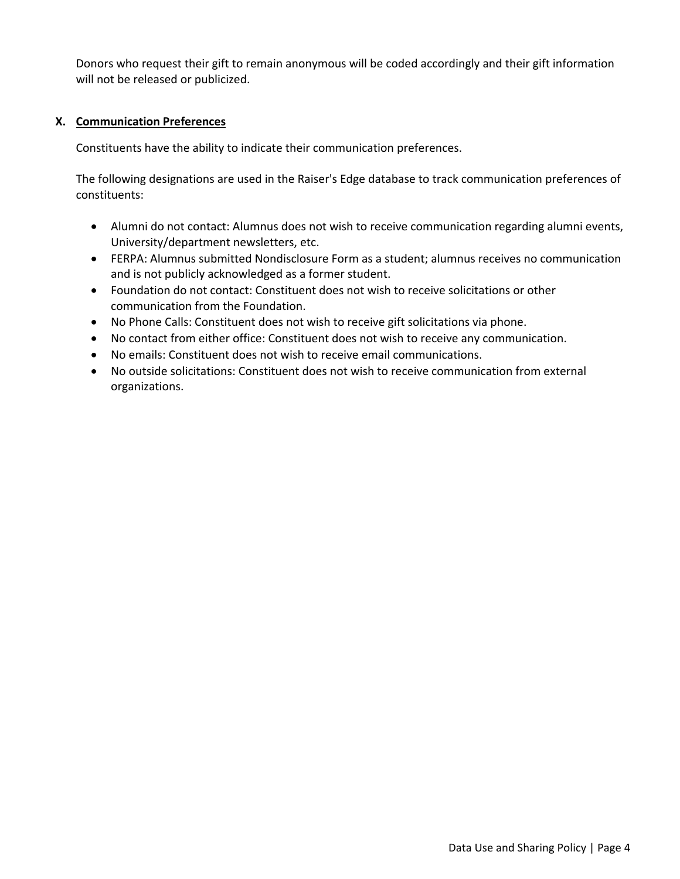Donors who request their gift to remain anonymous will be coded accordingly and their gift information will not be released or publicized.

## X. Communication Preferences

Constituents have the ability to indicate their communication preferences.

The following designations are used in the Raiser's Edge database to track communication preferences of constituents:

- Alumni do not contact: Alumnus does not wish to receive communication regarding alumni events, University/department newsletters, etc.
- FERPA: Alumnus submitted Nondisclosure Form as a student; alumnus receives no communication and is not publicly acknowledged as a former student.
- Foundation do not contact: Constituent does not wish to receive solicitations or other communication from the Foundation.
- No Phone Calls: Constituent does not wish to receive gift solicitations via phone.
- No contact from either office: Constituent does not wish to receive any communication.
- No emails: Constituent does not wish to receive email communications.
- No outside solicitations: Constituent does not wish to receive communication from external organizations.